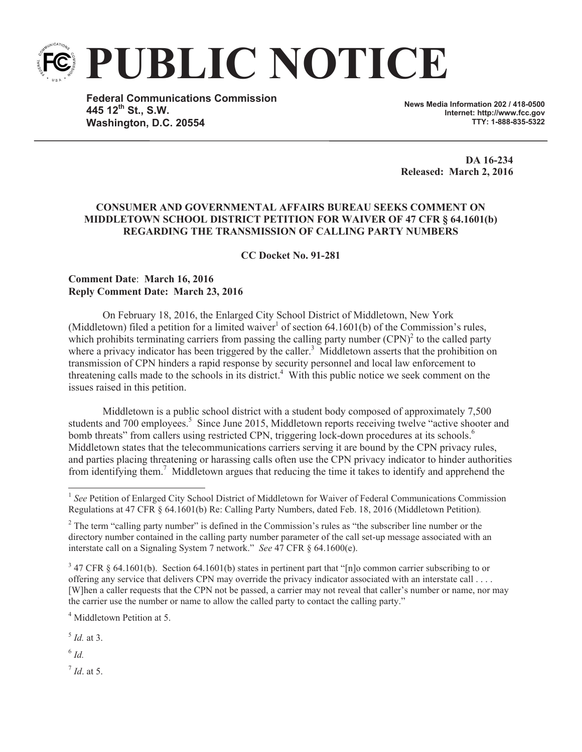# PUBLIC NOTICE

**Federal Communications Commission**
**445 12th St., S.W.**
**Washington, D.C. 20554**

**News Media Information 202 / 418-0500**
**Internet: http://www.fcc.gov**
**TTY: 1-888-835-5322**

**DA 16-234**
**Released: March 2, 2016**

**CONSUMER AND GOVERNMENTAL AFFAIRS BUREAU SEEKS COMMENT ON MIDDLETOWN SCHOOL DISTRICT PETITION FOR WAIVER OF 47 CFR § 64.1601(b) REGARDING THE TRANSMISSION OF CALLING PARTY NUMBERS**

**CC Docket No. 91-281**

**Comment Date**: **March 16, 2016**
**Reply Comment Date: March 23, 2016**

On February 18, 2016, the Enlarged City School District of Middletown, New York (Middletown) filed a petition for a limited waiver[1] of section 64.1601(b) of the Commission's rules, which prohibits terminating carriers from passing the calling party number (CPN)[2] to the called party where a privacy indicator has been triggered by the caller.[3] Middletown asserts that the prohibition on transmission of CPN hinders a rapid response by security personnel and local law enforcement to threatening calls made to the schools in its district.[4] With this public notice we seek comment on the issues raised in this petition.

Middletown is a public school district with a student body composed of approximately 7,500 students and 700 employees.[5] Since June 2015, Middletown reports receiving twelve "active shooter and bomb threats" from callers using restricted CPN, triggering lock-down procedures at its schools.[6] Middletown states that the telecommunications carriers serving it are bound by the CPN privacy rules, and parties placing threatening or harassing calls often use the CPN privacy indicator to hinder authorities from identifying them.[7] Middletown argues that reducing the time it takes to identify and apprehend the

---

[1] *See* Petition of Enlarged City School District of Middletown for Waiver of Federal Communications Commission Regulations at 47 CFR § 64.1601(b) Re: Calling Party Numbers, dated Feb. 18, 2016 (Middletown Petition).

[2] The term "calling party number" is defined in the Commission's rules as "the subscriber line number or the directory number contained in the calling party number parameter of the call set-up message associated with an interstate call on a Signaling System 7 network." *See* 47 CFR § 64.1600(e).

[3] 47 CFR § 64.1601(b). Section 64.1601(b) states in pertinent part that "[n]o common carrier subscribing to or offering any service that delivers CPN may override the privacy indicator associated with an interstate call . . . . [W]hen a caller requests that the CPN not be passed, a carrier may not reveal that caller's number or name, nor may the carrier use the number or name to allow the called party to contact the calling party."

[4] Middletown Petition at 5.

[5] *Id.* at 3.

[6] *Id.*

[7] *Id*. at 5.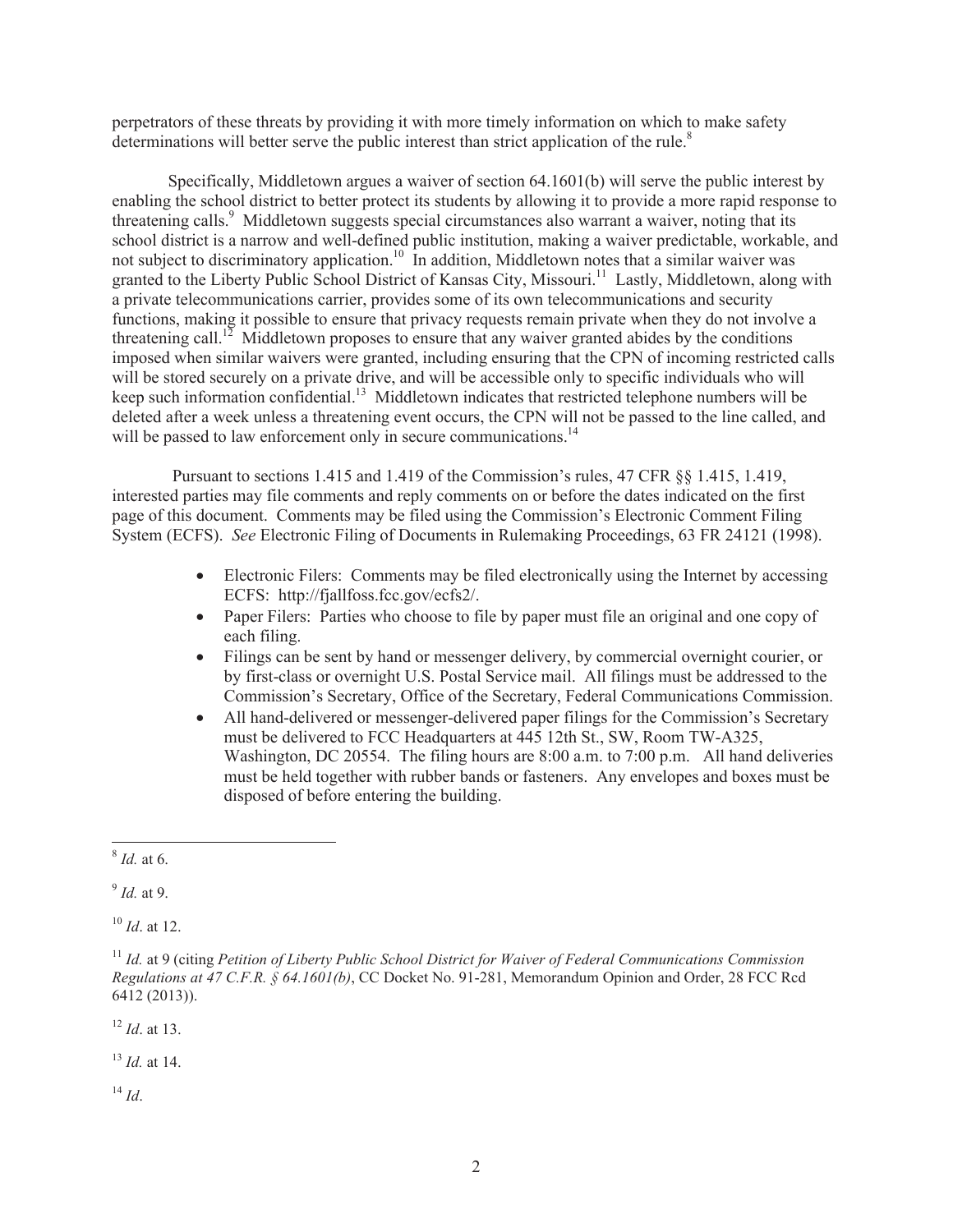perpetrators of these threats by providing it with more timely information on which to make safety determinations will better serve the public interest than strict application of the rule.[8]

Specifically, Middletown argues a waiver of section 64.1601(b) will serve the public interest by enabling the school district to better protect its students by allowing it to provide a more rapid response to threatening calls.[9] Middletown suggests special circumstances also warrant a waiver, noting that its school district is a narrow and well-defined public institution, making a waiver predictable, workable, and not subject to discriminatory application.[10] In addition, Middletown notes that a similar waiver was granted to the Liberty Public School District of Kansas City, Missouri.[11] Lastly, Middletown, along with a private telecommunications carrier, provides some of its own telecommunications and security functions, making it possible to ensure that privacy requests remain private when they do not involve a threatening call.[12] Middletown proposes to ensure that any waiver granted abides by the conditions imposed when similar waivers were granted, including ensuring that the CPN of incoming restricted calls will be stored securely on a private drive, and will be accessible only to specific individuals who will keep such information confidential.[13] Middletown indicates that restricted telephone numbers will be deleted after a week unless a threatening event occurs, the CPN will not be passed to the line called, and will be passed to law enforcement only in secure communications.[14]

Pursuant to sections 1.415 and 1.419 of the Commission's rules, 47 CFR §§ 1.415, 1.419, interested parties may file comments and reply comments on or before the dates indicated on the first page of this document. Comments may be filed using the Commission's Electronic Comment Filing System (ECFS). *See* Electronic Filing of Documents in Rulemaking Proceedings, 63 FR 24121 (1998).

- Electronic Filers: Comments may be filed electronically using the Internet by accessing ECFS: http://fjallfoss.fcc.gov/ecfs2/.
- Paper Filers: Parties who choose to file by paper must file an original and one copy of each filing.
- Filings can be sent by hand or messenger delivery, by commercial overnight courier, or by first-class or overnight U.S. Postal Service mail. All filings must be addressed to the Commission's Secretary, Office of the Secretary, Federal Communications Commission.
- All hand-delivered or messenger-delivered paper filings for the Commission's Secretary must be delivered to FCC Headquarters at 445 12th St., SW, Room TW-A325, Washington, DC 20554. The filing hours are 8:00 a.m. to 7:00 p.m. All hand deliveries must be held together with rubber bands or fasteners. Any envelopes and boxes must be disposed of before entering the building.

---

[8] *Id.* at 6.

[9] *Id.* at 9.

[10] *Id*. at 12.

[11] *Id.* at 9 (citing *Petition of Liberty Public School District for Waiver of Federal Communications Commission Regulations at 47 C.F.R. § 64.1601(b)*, CC Docket No. 91-281, Memorandum Opinion and Order, 28 FCC Rcd 6412 (2013)).

[12] *Id*. at 13.

[13] *Id.* at 14.

[14] *Id*.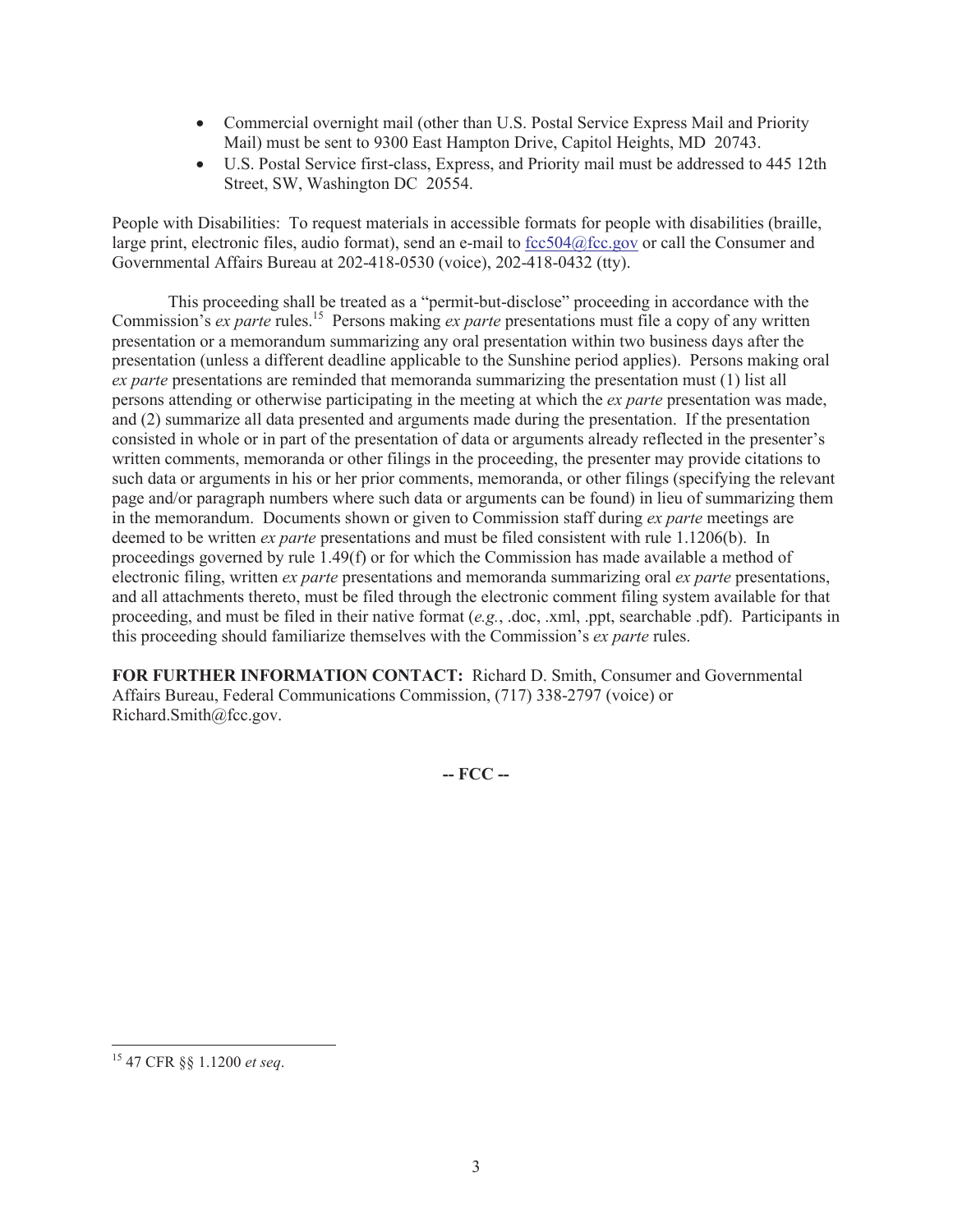- Commercial overnight mail (other than U.S. Postal Service Express Mail and Priority Mail) must be sent to 9300 East Hampton Drive, Capitol Heights, MD 20743.
- U.S. Postal Service first-class, Express, and Priority mail must be addressed to 445 12th Street, SW, Washington DC 20554.

People with Disabilities: To request materials in accessible formats for people with disabilities (braille, large print, electronic files, audio format), send an e-mail to fcc504@fcc.gov or call the Consumer and Governmental Affairs Bureau at 202-418-0530 (voice), 202-418-0432 (tty).

This proceeding shall be treated as a "permit-but-disclose" proceeding in accordance with the Commission's *ex parte* rules.[15] Persons making *ex parte* presentations must file a copy of any written presentation or a memorandum summarizing any oral presentation within two business days after the presentation (unless a different deadline applicable to the Sunshine period applies). Persons making oral *ex parte* presentations are reminded that memoranda summarizing the presentation must (1) list all persons attending or otherwise participating in the meeting at which the *ex parte* presentation was made, and (2) summarize all data presented and arguments made during the presentation. If the presentation consisted in whole or in part of the presentation of data or arguments already reflected in the presenter's written comments, memoranda or other filings in the proceeding, the presenter may provide citations to such data or arguments in his or her prior comments, memoranda, or other filings (specifying the relevant page and/or paragraph numbers where such data or arguments can be found) in lieu of summarizing them in the memorandum. Documents shown or given to Commission staff during *ex parte* meetings are deemed to be written *ex parte* presentations and must be filed consistent with rule 1.1206(b). In proceedings governed by rule 1.49(f) or for which the Commission has made available a method of electronic filing, written *ex parte* presentations and memoranda summarizing oral *ex parte* presentations, and all attachments thereto, must be filed through the electronic comment filing system available for that proceeding, and must be filed in their native format (*e.g.*, .doc, .xml, .ppt, searchable .pdf). Participants in this proceeding should familiarize themselves with the Commission's *ex parte* rules.

**FOR FURTHER INFORMATION CONTACT:** Richard D. Smith, Consumer and Governmental Affairs Bureau, Federal Communications Commission, (717) 338-2797 (voice) or Richard.Smith@fcc.gov.

**-- FCC --**

[15] 47 CFR §§ 1.1200 *et seq*.